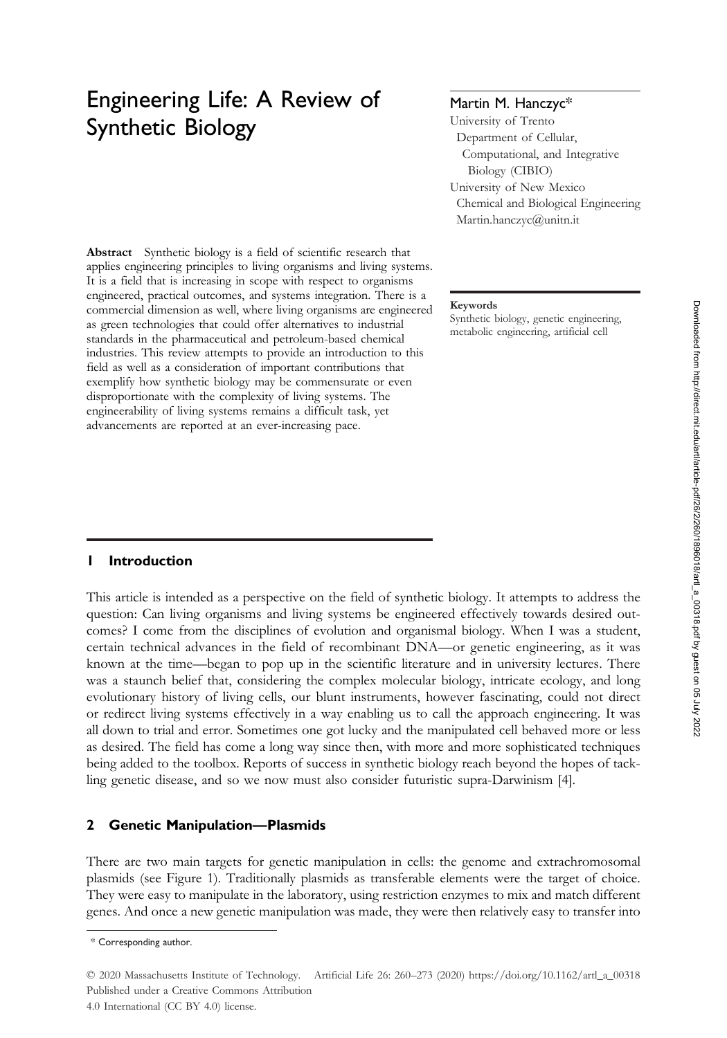# Engineering Life: A Review of Synthetic Biology

**Martin M. Hanczyc***
University of Trento
Department of Cellular, Computational, and Integrative Biology (CIBIO)
University of New Mexico
Chemical and Biological Engineering
Martin.hanczyc@unitn.it

**Abstract** Synthetic biology is a field of scientific research that applies engineering principles to living organisms and living systems. It is a field that is increasing in scope with respect to organisms engineered, practical outcomes, and systems integration. There is a commercial dimension as well, where living organisms are engineered as green technologies that could offer alternatives to industrial standards in the pharmaceutical and petroleum-based chemical industries. This review attempts to provide an introduction to this field as well as a consideration of important contributions that exemplify how synthetic biology may be commensurate or even disproportionate with the complexity of living systems. The engineerability of living systems remains a difficult task, yet advancements are reported at an ever-increasing pace.

**Keywords**
Synthetic biology, genetic engineering, metabolic engineering, artificial cell

## 1 Introduction

This article is intended as a perspective on the field of synthetic biology. It attempts to address the question: Can living organisms and living systems be engineered effectively towards desired outcomes? I come from the disciplines of evolution and organismal biology. When I was a student, certain technical advances in the field of recombinant DNA—or genetic engineering, as it was known at the time—began to pop up in the scientific literature and in university lectures. There was a staunch belief that, considering the complex molecular biology, intricate ecology, and long evolutionary history of living cells, our blunt instruments, however fascinating, could not direct or redirect living systems effectively in a way enabling us to call the approach engineering. It was all down to trial and error. Sometimes one got lucky and the manipulated cell behaved more or less as desired. The field has come a long way since then, with more and more sophisticated techniques being added to the toolbox. Reports of success in synthetic biology reach beyond the hopes of tackling genetic disease, and so we now must also consider futuristic supra-Darwinism [4].

## 2 Genetic Manipulation—Plasmids

There are two main targets for genetic manipulation in cells: the genome and extrachromosomal plasmids (see Figure 1). Traditionally plasmids as transferable elements were the target of choice. They were easy to manipulate in the laboratory, using restriction enzymes to mix and match different genes. And once a new genetic manipulation was made, they were then relatively easy to transfer into

* Corresponding author.

© 2020 Massachusetts Institute of Technology. Published under a Creative Commons Attribution 4.0 International (CC BY 4.0) license.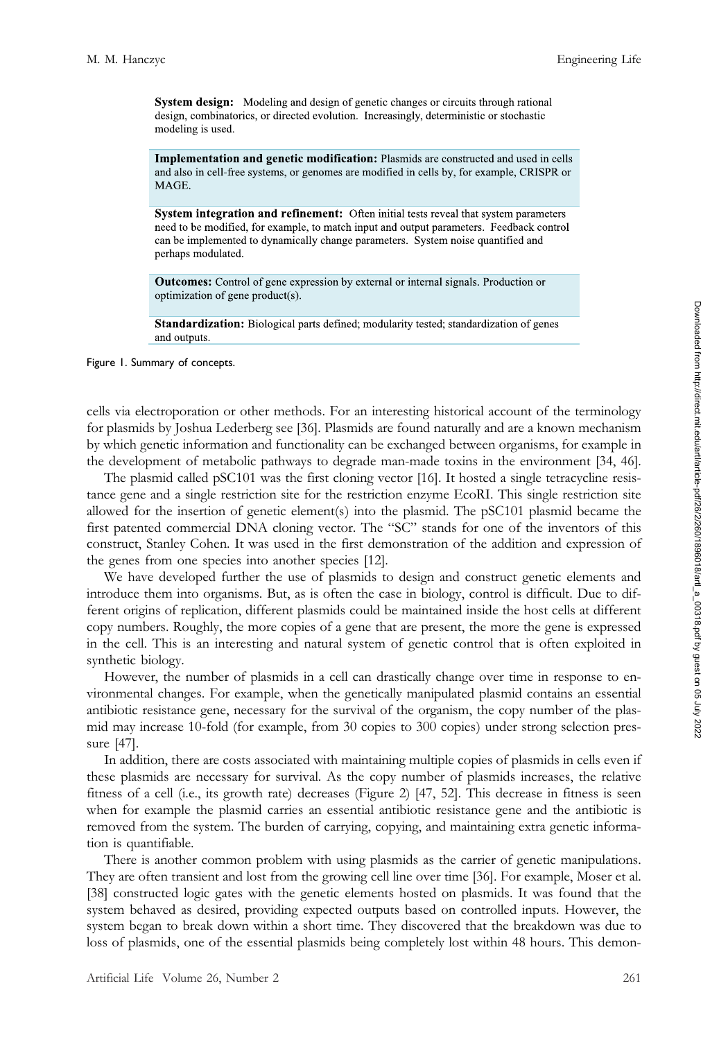**System design:** Modeling and design of genetic changes or circuits through rational design, combinatorics, or directed evolution. Increasingly, deterministic or stochastic modeling is used.

**Implementation and genetic modification:** Plasmids are constructed and used in cells and also in cell-free systems, or genomes are modified in cells by, for example, CRISPR or MAGE.

**System integration and refinement:** Often initial tests reveal that system parameters need to be modified, for example, to match input and output parameters. Feedback control can be implemented to dynamically change parameters. System noise quantified and perhaps modulated.

**Outcomes:** Control of gene expression by external or internal signals. Production or optimization of gene product(s).

**Standardization:** Biological parts defined; modularity tested; standardization of genes and outputs.

Figure 1. Summary of concepts.

cells via electroporation or other methods. For an interesting historical account of the terminology for plasmids by Joshua Lederberg see [36]. Plasmids are found naturally and are a known mechanism by which genetic information and functionality can be exchanged between organisms, for example in the development of metabolic pathways to degrade man-made toxins in the environment [34, 46].

The plasmid called pSC101 was the first cloning vector [16]. It hosted a single tetracycline resistance gene and a single restriction site for the restriction enzyme EcoRI. This single restriction site allowed for the insertion of genetic element(s) into the plasmid. The pSC101 plasmid became the first patented commercial DNA cloning vector. The "SC" stands for one of the inventors of this construct, Stanley Cohen. It was used in the first demonstration of the addition and expression of the genes from one species into another species [12].

We have developed further the use of plasmids to design and construct genetic elements and introduce them into organisms. But, as is often the case in biology, control is difficult. Due to different origins of replication, different plasmids could be maintained inside the host cells at different copy numbers. Roughly, the more copies of a gene that are present, the more the gene is expressed in the cell. This is an interesting and natural system of genetic control that is often exploited in synthetic biology.

However, the number of plasmids in a cell can drastically change over time in response to environmental changes. For example, when the genetically manipulated plasmid contains an essential antibiotic resistance gene, necessary for the survival of the organism, the copy number of the plasmid may increase 10-fold (for example, from 30 copies to 300 copies) under strong selection pressure [47].

In addition, there are costs associated with maintaining multiple copies of plasmids in cells even if these plasmids are necessary for survival. As the copy number of plasmids increases, the relative fitness of a cell (i.e., its growth rate) decreases (Figure 2) [47, 52]. This decrease in fitness is seen when for example the plasmid carries an essential antibiotic resistance gene and the antibiotic is removed from the system. The burden of carrying, copying, and maintaining extra genetic information is quantifiable.

There is another common problem with using plasmids as the carrier of genetic manipulations. They are often transient and lost from the growing cell line over time [36]. For example, Moser et al. [38] constructed logic gates with the genetic elements hosted on plasmids. It was found that the system behaved as desired, providing expected outputs based on controlled inputs. However, the system began to break down within a short time. They discovered that the breakdown was due to loss of plasmids, one of the essential plasmids being completely lost within 48 hours. This demon-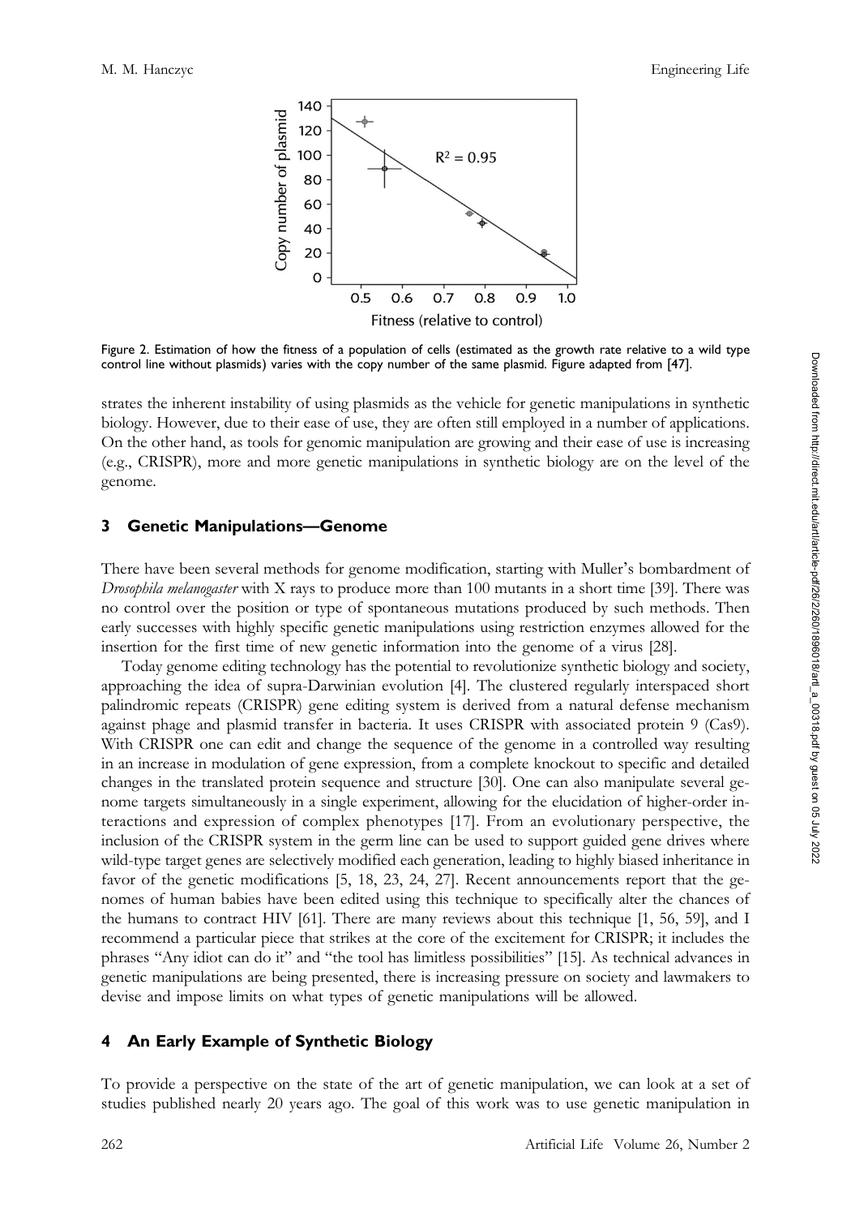Figure 2. Estimation of how the fitness of a population of cells (estimated as the growth rate relative to a wild type control line without plasmids) varies with the copy number of the same plasmid. Figure adapted from [47].

strates the inherent instability of using plasmids as the vehicle for genetic manipulations in synthetic biology. However, due to their ease of use, they are often still employed in a number of applications. On the other hand, as tools for genomic manipulation are growing and their ease of use is increasing (e.g., CRISPR), more and more genetic manipulations in synthetic biology are on the level of the genome.

## 3 Genetic Manipulations—Genome

There have been several methods for genome modification, starting with Muller's bombardment of *Drosophila melanogaster* with X rays to produce more than 100 mutants in a short time [39]. There was no control over the position or type of spontaneous mutations produced by such methods. Then early successes with highly specific genetic manipulations using restriction enzymes allowed for the insertion for the first time of new genetic information into the genome of a virus [28].

Today genome editing technology has the potential to revolutionize synthetic biology and society, approaching the idea of supra-Darwinian evolution [4]. The clustered regularly interspaced short palindromic repeats (CRISPR) gene editing system is derived from a natural defense mechanism against phage and plasmid transfer in bacteria. It uses CRISPR with associated protein 9 (Cas9). With CRISPR one can edit and change the sequence of the genome in a controlled way resulting in an increase in modulation of gene expression, from a complete knockout to specific and detailed changes in the translated protein sequence and structure [30]. One can also manipulate several genome targets simultaneously in a single experiment, allowing for the elucidation of higher-order interactions and expression of complex phenotypes [17]. From an evolutionary perspective, the inclusion of the CRISPR system in the germ line can be used to support guided gene drives where wild-type target genes are selectively modified each generation, leading to highly biased inheritance in favor of the genetic modifications [5, 18, 23, 24, 27]. Recent announcements report that the genomes of human babies have been edited using this technique to specifically alter the chances of the humans to contract HIV [61]. There are many reviews about this technique [1, 56, 59], and I recommend a particular piece that strikes at the core of the excitement for CRISPR; it includes the phrases "Any idiot can do it" and "the tool has limitless possibilities" [15]. As technical advances in genetic manipulations are being presented, there is increasing pressure on society and lawmakers to devise and impose limits on what types of genetic manipulations will be allowed.

## 4 An Early Example of Synthetic Biology

To provide a perspective on the state of the art of genetic manipulation, we can look at a set of studies published nearly 20 years ago. The goal of this work was to use genetic manipulation in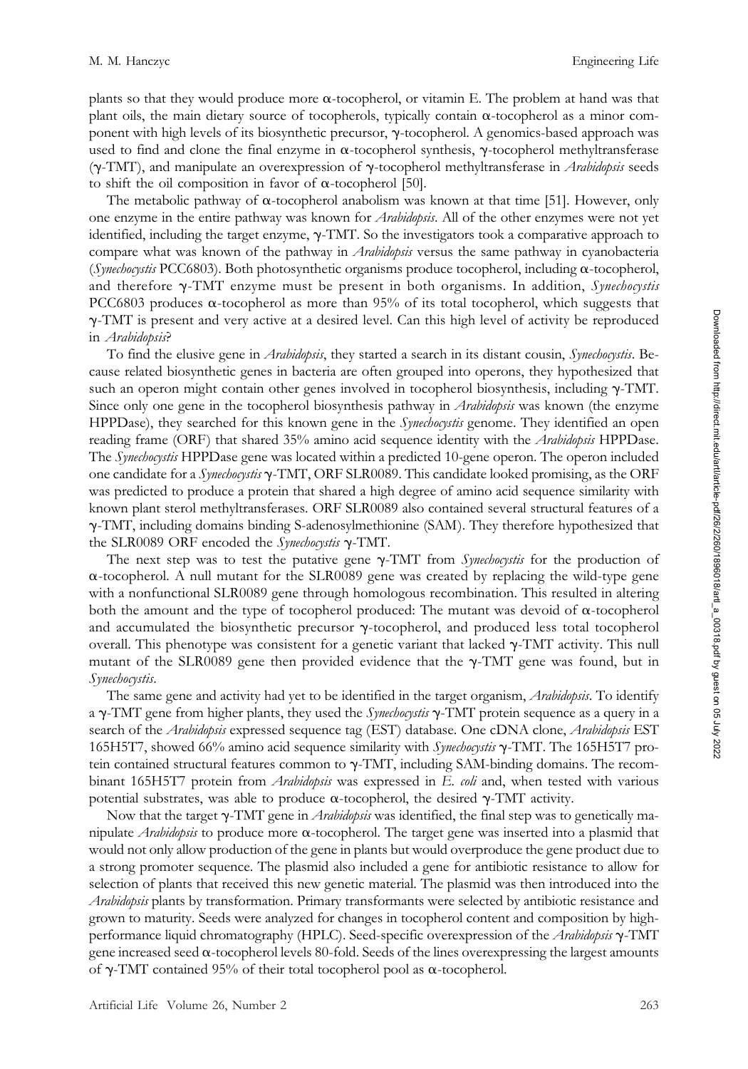plants so that they would produce more α-tocopherol, or vitamin E. The problem at hand was that plant oils, the main dietary source of tocopherols, typically contain α-tocopherol as a minor component with high levels of its biosynthetic precursor, γ-tocopherol. A genomics-based approach was used to find and clone the final enzyme in α-tocopherol synthesis, γ-tocopherol methyltransferase (γ-TMT), and manipulate an overexpression of γ-tocopherol methyltransferase in *Arabidopsis* seeds to shift the oil composition in favor of α-tocopherol [50].

The metabolic pathway of α-tocopherol anabolism was known at that time [51]. However, only one enzyme in the entire pathway was known for *Arabidopsis*. All of the other enzymes were not yet identified, including the target enzyme, γ-TMT. So the investigators took a comparative approach to compare what was known of the pathway in *Arabidopsis* versus the same pathway in cyanobacteria (*Synechocystis* PCC6803). Both photosynthetic organisms produce tocopherol, including α-tocopherol, and therefore γ-TMT enzyme must be present in both organisms. In addition, *Synechocystis* PCC6803 produces α-tocopherol as more than 95% of its total tocopherol, which suggests that γ-TMT is present and very active at a desired level. Can this high level of activity be reproduced in *Arabidopsis*?

To find the elusive gene in *Arabidopsis*, they started a search in its distant cousin, *Synechocystis*. Because related biosynthetic genes in bacteria are often grouped into operons, they hypothesized that such an operon might contain other genes involved in tocopherol biosynthesis, including γ-TMT. Since only one gene in the tocopherol biosynthesis pathway in *Arabidopsis* was known (the enzyme HPPDase), they searched for this known gene in the *Synechocystis* genome. They identified an open reading frame (ORF) that shared 35% amino acid sequence identity with the *Arabidopsis* HPPDase. The *Synechocystis* HPPDase gene was located within a predicted 10-gene operon. The operon included one candidate for a *Synechocystis* γ-TMT, ORF SLR0089. This candidate looked promising, as the ORF was predicted to produce a protein that shared a high degree of amino acid sequence similarity with known plant sterol methyltransferases. ORF SLR0089 also contained several structural features of a γ-TMT, including domains binding S-adenosylmethionine (SAM). They therefore hypothesized that the SLR0089 ORF encoded the *Synechocystis* γ-TMT.

The next step was to test the putative gene γ-TMT from *Synechocystis* for the production of α-tocopherol. A null mutant for the SLR0089 gene was created by replacing the wild-type gene with a nonfunctional SLR0089 gene through homologous recombination. This resulted in altering both the amount and the type of tocopherol produced: The mutant was devoid of α-tocopherol and accumulated the biosynthetic precursor γ-tocopherol, and produced less total tocopherol overall. This phenotype was consistent for a genetic variant that lacked γ-TMT activity. This null mutant of the SLR0089 gene then provided evidence that the γ-TMT gene was found, but in *Synechocystis*.

The same gene and activity had yet to be identified in the target organism, *Arabidopsis*. To identify a γ-TMT gene from higher plants, they used the *Synechocystis* γ-TMT protein sequence as a query in a search of the *Arabidopsis* expressed sequence tag (EST) database. One cDNA clone, *Arabidopsis* EST 165H5T7, showed 66% amino acid sequence similarity with *Synechocystis* γ-TMT. The 165H5T7 protein contained structural features common to γ-TMT, including SAM-binding domains. The recombinant 165H5T7 protein from *Arabidopsis* was expressed in *E. coli* and, when tested with various potential substrates, was able to produce α-tocopherol, the desired γ-TMT activity.

Now that the target γ-TMT gene in *Arabidopsis* was identified, the final step was to genetically manipulate *Arabidopsis* to produce more α-tocopherol. The target gene was inserted into a plasmid that would not only allow production of the gene in plants but would overproduce the gene product due to a strong promoter sequence. The plasmid also included a gene for antibiotic resistance to allow for selection of plants that received this new genetic material. The plasmid was then introduced into the *Arabidopsis* plants by transformation. Primary transformants were selected by antibiotic resistance and grown to maturity. Seeds were analyzed for changes in tocopherol content and composition by high-performance liquid chromatography (HPLC). Seed-specific overexpression of the *Arabidopsis* γ-TMT gene increased seed α-tocopherol levels 80-fold. Seeds of the lines overexpressing the largest amounts of γ-TMT contained 95% of their total tocopherol pool as α-tocopherol.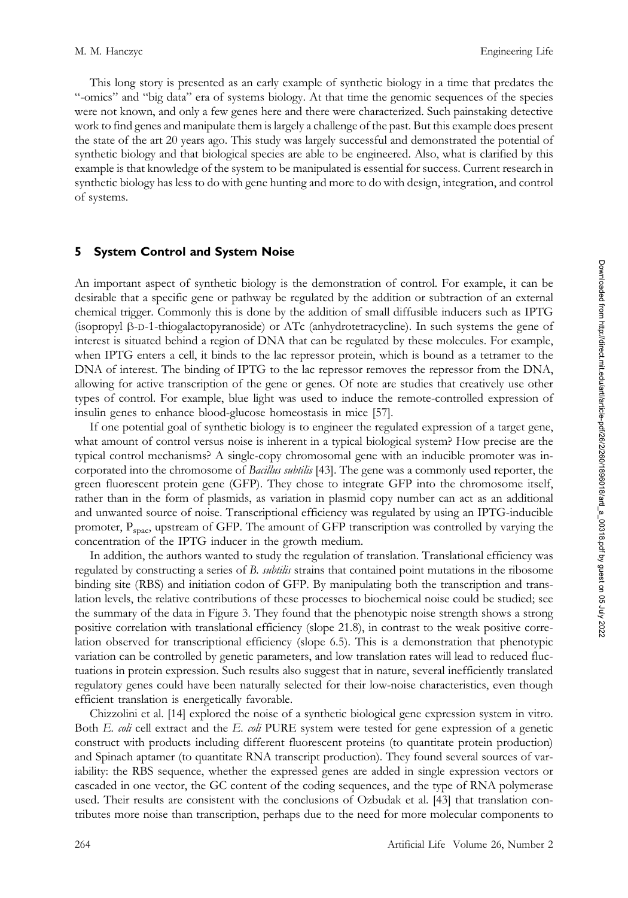This long story is presented as an early example of synthetic biology in a time that predates the "-omics" and "big data" era of systems biology. At that time the genomic sequences of the species were not known, and only a few genes here and there were characterized. Such painstaking detective work to find genes and manipulate them is largely a challenge of the past. But this example does present the state of the art 20 years ago. This study was largely successful and demonstrated the potential of synthetic biology and that biological species are able to be engineered. Also, what is clarified by this example is that knowledge of the system to be manipulated is essential for success. Current research in synthetic biology has less to do with gene hunting and more to do with design, integration, and control of systems.

## 5 System Control and System Noise

An important aspect of synthetic biology is the demonstration of control. For example, it can be desirable that a specific gene or pathway be regulated by the addition or subtraction of an external chemical trigger. Commonly this is done by the addition of small diffusible inducers such as IPTG (isopropyl β-D-1-thiogalactopyranoside) or ATc (anhydrotetracycline). In such systems the gene of interest is situated behind a region of DNA that can be regulated by these molecules. For example, when IPTG enters a cell, it binds to the lac repressor protein, which is bound as a tetramer to the DNA of interest. The binding of IPTG to the lac repressor removes the repressor from the DNA, allowing for active transcription of the gene or genes. Of note are studies that creatively use other types of control. For example, blue light was used to induce the remote-controlled expression of insulin genes to enhance blood-glucose homeostasis in mice [57].

If one potential goal of synthetic biology is to engineer the regulated expression of a target gene, what amount of control versus noise is inherent in a typical biological system? How precise are the typical control mechanisms? A single-copy chromosomal gene with an inducible promoter was incorporated into the chromosome of *Bacillus subtilis* [43]. The gene was a commonly used reporter, the green fluorescent protein gene (GFP). They chose to integrate GFP into the chromosome itself, rather than in the form of plasmids, as variation in plasmid copy number can act as an additional and unwanted source of noise. Transcriptional efficiency was regulated by using an IPTG-inducible promoter, $P_{spac}$, upstream of GFP. The amount of GFP transcription was controlled by varying the concentration of the IPTG inducer in the growth medium.

In addition, the authors wanted to study the regulation of translation. Translational efficiency was regulated by constructing a series of *B. subtilis* strains that contained point mutations in the ribosome binding site (RBS) and initiation codon of GFP. By manipulating both the transcription and translation levels, the relative contributions of these processes to biochemical noise could be studied; see the summary of the data in Figure 3. They found that the phenotypic noise strength shows a strong positive correlation with translational efficiency (slope 21.8), in contrast to the weak positive correlation observed for transcriptional efficiency (slope 6.5). This is a demonstration that phenotypic variation can be controlled by genetic parameters, and low translation rates will lead to reduced fluctuations in protein expression. Such results also suggest that in nature, several inefficiently translated regulatory genes could have been naturally selected for their low-noise characteristics, even though efficient translation is energetically favorable.

Chizzolini et al. [14] explored the noise of a synthetic biological gene expression system in vitro. Both *E. coli* cell extract and the *E. coli* PURE system were tested for gene expression of a genetic construct with products including different fluorescent proteins (to quantitate protein production) and Spinach aptamer (to quantitate RNA transcript production). They found several sources of variability: the RBS sequence, whether the expressed genes are added in single expression vectors or cascaded in one vector, the GC content of the coding sequences, and the type of RNA polymerase used. Their results are consistent with the conclusions of Ozbudak et al. [43] that translation contributes more noise than transcription, perhaps due to the need for more molecular components to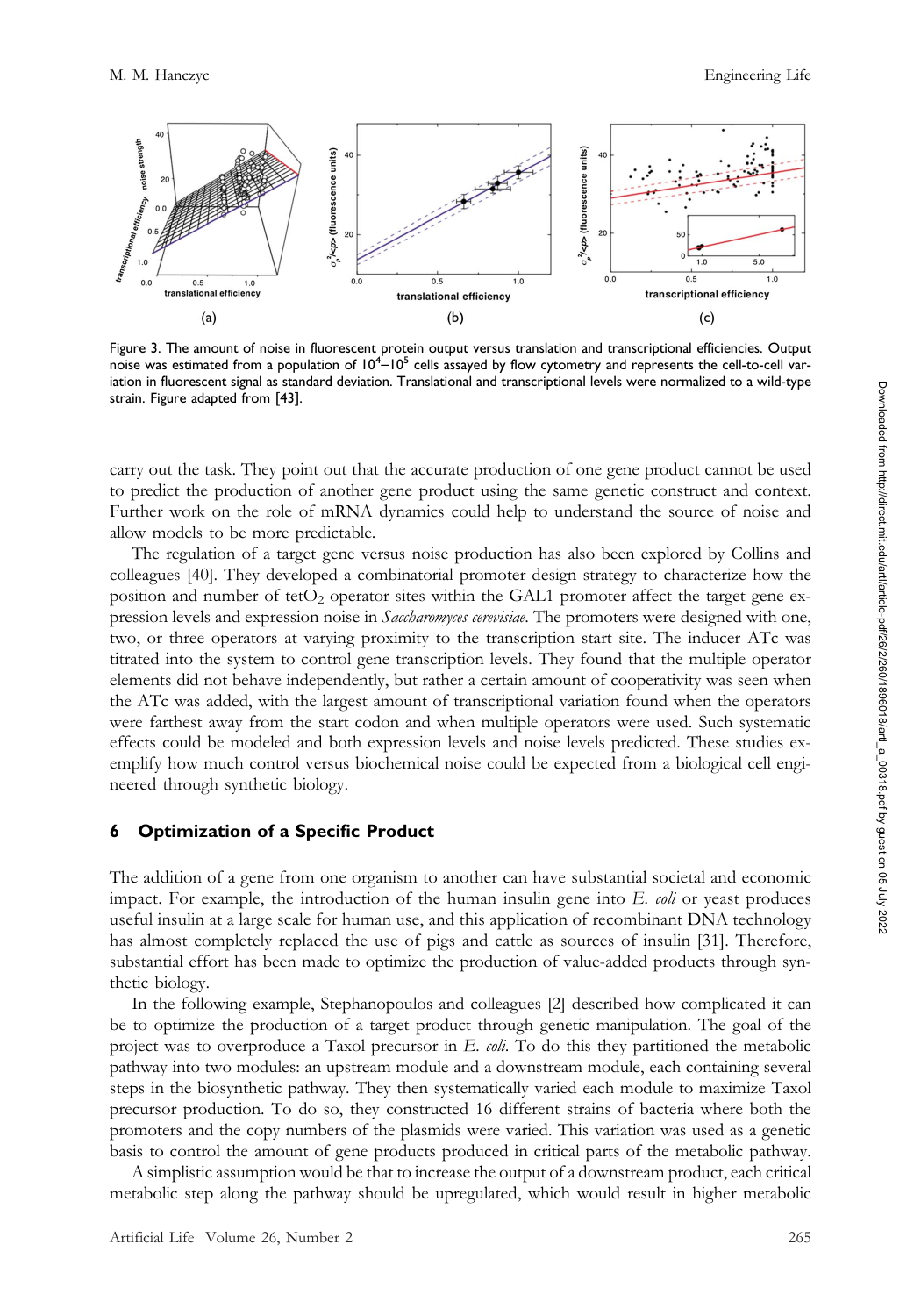Figure 3. The amount of noise in fluorescent protein output versus translation and transcriptional efficiencies. Output noise was estimated from a population of $10^4$–$10^5$ cells assayed by flow cytometry and represents the cell-to-cell variation in fluorescent signal as standard deviation. Translational and transcriptional levels were normalized to a wild-type strain. Figure adapted from [43].

carry out the task. They point out that the accurate production of one gene product cannot be used to predict the production of another gene product using the same genetic construct and context. Further work on the role of mRNA dynamics could help to understand the source of noise and allow models to be more predictable.

The regulation of a target gene versus noise production has also been explored by Collins and colleagues [40]. They developed a combinatorial promoter design strategy to characterize how the position and number of $tetO_2$ operator sites within the GAL1 promoter affect the target gene expression levels and expression noise in *Saccharomyces cerevisiae*. The promoters were designed with one, two, or three operators at varying proximity to the transcription start site. The inducer ATc was titrated into the system to control gene transcription levels. They found that the multiple operator elements did not behave independently, but rather a certain amount of cooperativity was seen when the ATc was added, with the largest amount of transcriptional variation found when the operators were farthest away from the start codon and when multiple operators were used. Such systematic effects could be modeled and both expression levels and noise levels predicted. These studies exemplify how much control versus biochemical noise could be expected from a biological cell engineered through synthetic biology.

## 6 Optimization of a Specific Product

The addition of a gene from one organism to another can have substantial societal and economic impact. For example, the introduction of the human insulin gene into *E. coli* or yeast produces useful insulin at a large scale for human use, and this application of recombinant DNA technology has almost completely replaced the use of pigs and cattle as sources of insulin [31]. Therefore, substantial effort has been made to optimize the production of value-added products through synthetic biology.

In the following example, Stephanopoulos and colleagues [2] described how complicated it can be to optimize the production of a target product through genetic manipulation. The goal of the project was to overproduce a Taxol precursor in *E. coli*. To do this they partitioned the metabolic pathway into two modules: an upstream module and a downstream module, each containing several steps in the biosynthetic pathway. They then systematically varied each module to maximize Taxol precursor production. To do so, they constructed 16 different strains of bacteria where both the promoters and the copy numbers of the plasmids were varied. This variation was used as a genetic basis to control the amount of gene products produced in critical parts of the metabolic pathway.

A simplistic assumption would be that to increase the output of a downstream product, each critical metabolic step along the pathway should be upregulated, which would result in higher metabolic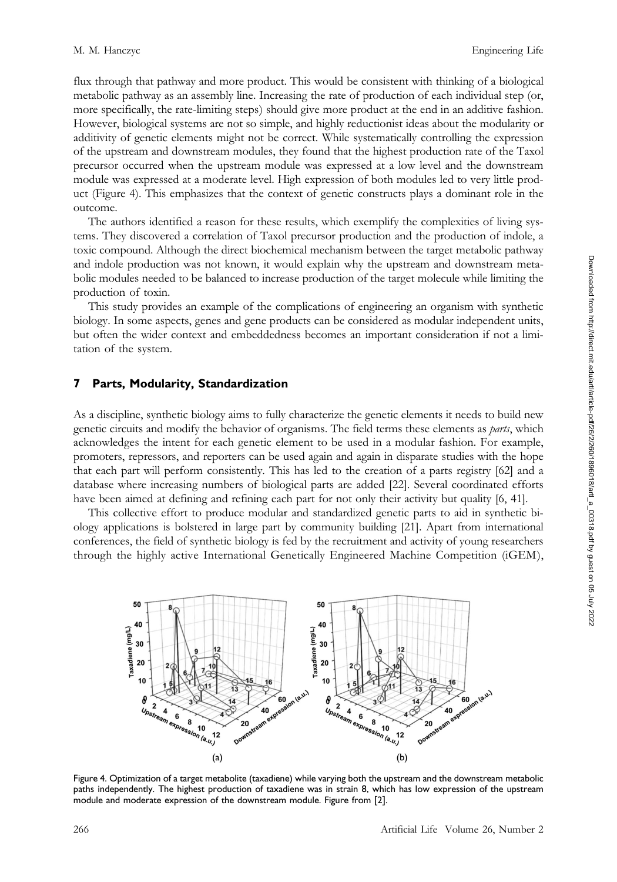flux through that pathway and more product. This would be consistent with thinking of a biological metabolic pathway as an assembly line. Increasing the rate of production of each individual step (or, more specifically, the rate-limiting steps) should give more product at the end in an additive fashion. However, biological systems are not so simple, and highly reductionist ideas about the modularity or additivity of genetic elements might not be correct. While systematically controlling the expression of the upstream and downstream modules, they found that the highest production rate of the Taxol precursor occurred when the upstream module was expressed at a low level and the downstream module was expressed at a moderate level. High expression of both modules led to very little product (Figure 4). This emphasizes that the context of genetic constructs plays a dominant role in the outcome.

The authors identified a reason for these results, which exemplify the complexities of living systems. They discovered a correlation of Taxol precursor production and the production of indole, a toxic compound. Although the direct biochemical mechanism between the target metabolic pathway and indole production was not known, it would explain why the upstream and downstream metabolic modules needed to be balanced to increase production of the target molecule while limiting the production of toxin.

This study provides an example of the complications of engineering an organism with synthetic biology. In some aspects, genes and gene products can be considered as modular independent units, but often the wider context and embeddedness becomes an important consideration if not a limitation of the system.

## 7 Parts, Modularity, Standardization

As a discipline, synthetic biology aims to fully characterize the genetic elements it needs to build new genetic circuits and modify the behavior of organisms. The field terms these elements as *parts*, which acknowledges the intent for each genetic element to be used in a modular fashion. For example, promoters, repressors, and reporters can be used again and again in disparate studies with the hope that each part will perform consistently. This has led to the creation of a parts registry [62] and a database where increasing numbers of biological parts are added [22]. Several coordinated efforts have been aimed at defining and refining each part for not only their activity but quality [6, 41].

This collective effort to produce modular and standardized genetic parts to aid in synthetic biology applications is bolstered in large part by community building [21]. Apart from international conferences, the field of synthetic biology is fed by the recruitment and activity of young researchers through the highly active International Genetically Engineered Machine Competition (iGEM),

Figure 4. Optimization of a target metabolite (taxadiene) while varying both the upstream and the downstream metabolic paths independently. The highest production of taxadiene was in strain 8, which has low expression of the upstream module and moderate expression of the downstream module. Figure from [2].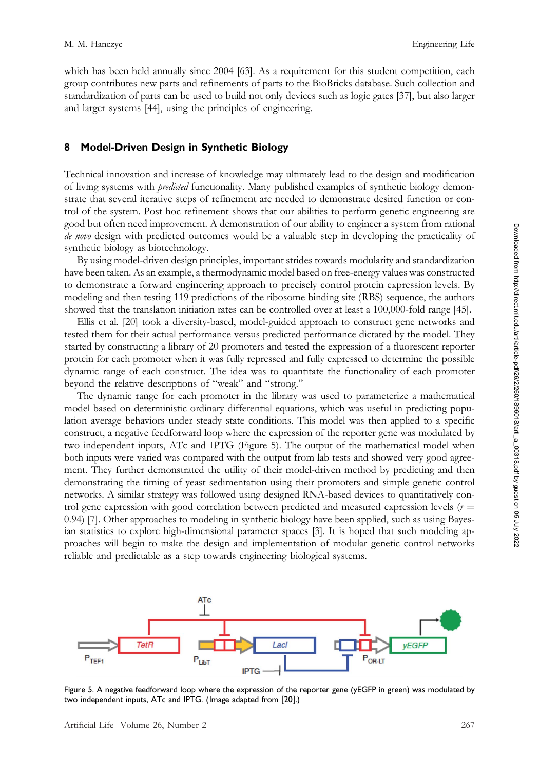which has been held annually since 2004 [63]. As a requirement for this student competition, each group contributes new parts and refinements of parts to the BioBricks database. Such collection and standardization of parts can be used to build not only devices such as logic gates [37], but also larger and larger systems [44], using the principles of engineering.

## 8 Model-Driven Design in Synthetic Biology

Technical innovation and increase of knowledge may ultimately lead to the design and modification of living systems with *predicted* functionality. Many published examples of synthetic biology demonstrate that several iterative steps of refinement are needed to demonstrate desired function or control of the system. Post hoc refinement shows that our abilities to perform genetic engineering are good but often need improvement. A demonstration of our ability to engineer a system from rational *de novo* design with predicted outcomes would be a valuable step in developing the practicality of synthetic biology as biotechnology.

By using model-driven design principles, important strides towards modularity and standardization have been taken. As an example, a thermodynamic model based on free-energy values was constructed to demonstrate a forward engineering approach to precisely control protein expression levels. By modeling and then testing 119 predictions of the ribosome binding site (RBS) sequence, the authors showed that the translation initiation rates can be controlled over at least a 100,000-fold range [45].

Ellis et al. [20] took a diversity-based, model-guided approach to construct gene networks and tested them for their actual performance versus predicted performance dictated by the model. They started by constructing a library of 20 promoters and tested the expression of a fluorescent reporter protein for each promoter when it was fully repressed and fully expressed to determine the possible dynamic range of each construct. The idea was to quantitate the functionality of each promoter beyond the relative descriptions of "weak" and "strong."

The dynamic range for each promoter in the library was used to parameterize a mathematical model based on deterministic ordinary differential equations, which was useful in predicting population average behaviors under steady state conditions. This model was then applied to a specific construct, a negative feedforward loop where the expression of the reporter gene was modulated by two independent inputs, ATc and IPTG (Figure 5). The output of the mathematical model when both inputs were varied was compared with the output from lab tests and showed very good agreement. They further demonstrated the utility of their model-driven method by predicting and then demonstrating the timing of yeast sedimentation using their promoters and simple genetic control networks. A similar strategy was followed using designed RNA-based devices to quantitatively control gene expression with good correlation between predicted and measured expression levels ($r = 0.94$) [7]. Other approaches to modeling in synthetic biology have been applied, such as using Bayesian statistics to explore high-dimensional parameter spaces [3]. It is hoped that such modeling approaches will begin to make the design and implementation of modular genetic control networks reliable and predictable as a step towards engineering biological systems.

ATc
TetR
LacI
yEGFP
$P_{TEF1}$
$P_{LibT}$
$P_{OR\text{-}LT}$
IPTG

Figure 5. A negative feedforward loop where the expression of the reporter gene (yEGFP in green) was modulated by two independent inputs, ATc and IPTG. (Image adapted from [20].)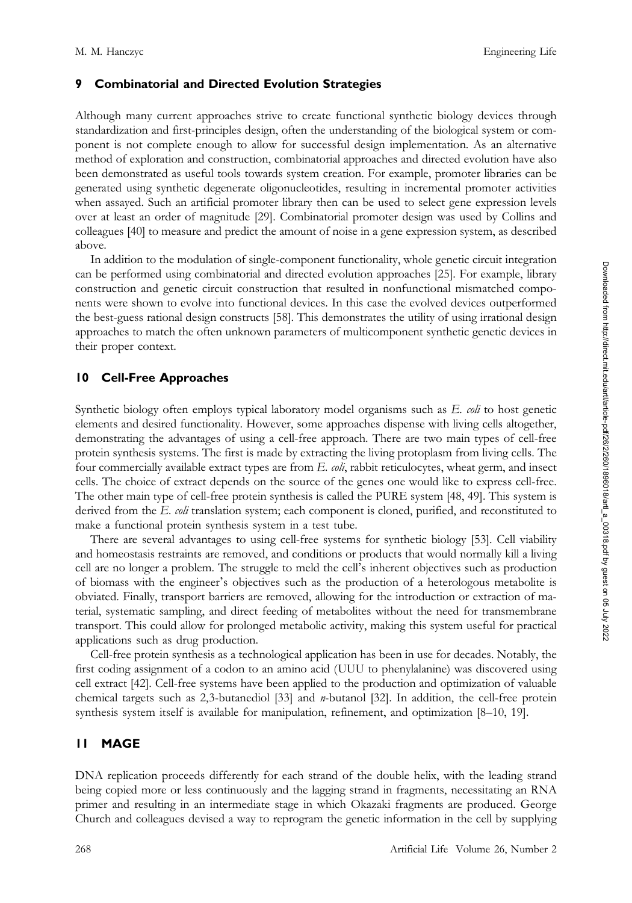## 9 Combinatorial and Directed Evolution Strategies

Although many current approaches strive to create functional synthetic biology devices through standardization and first-principles design, often the understanding of the biological system or component is not complete enough to allow for successful design implementation. As an alternative method of exploration and construction, combinatorial approaches and directed evolution have also been demonstrated as useful tools towards system creation. For example, promoter libraries can be generated using synthetic degenerate oligonucleotides, resulting in incremental promoter activities when assayed. Such an artificial promoter library then can be used to select gene expression levels over at least an order of magnitude [29]. Combinatorial promoter design was used by Collins and colleagues [40] to measure and predict the amount of noise in a gene expression system, as described above.

In addition to the modulation of single-component functionality, whole genetic circuit integration can be performed using combinatorial and directed evolution approaches [25]. For example, library construction and genetic circuit construction that resulted in nonfunctional mismatched components were shown to evolve into functional devices. In this case the evolved devices outperformed the best-guess rational design constructs [58]. This demonstrates the utility of using irrational design approaches to match the often unknown parameters of multicomponent synthetic genetic devices in their proper context.

## 10 Cell-Free Approaches

Synthetic biology often employs typical laboratory model organisms such as *E. coli* to host genetic elements and desired functionality. However, some approaches dispense with living cells altogether, demonstrating the advantages of using a cell-free approach. There are two main types of cell-free protein synthesis systems. The first is made by extracting the living protoplasm from living cells. The four commercially available extract types are from *E. coli*, rabbit reticulocytes, wheat germ, and insect cells. The choice of extract depends on the source of the genes one would like to express cell-free. The other main type of cell-free protein synthesis is called the PURE system [48, 49]. This system is derived from the *E. coli* translation system; each component is cloned, purified, and reconstituted to make a functional protein synthesis system in a test tube.

There are several advantages to using cell-free systems for synthetic biology [53]. Cell viability and homeostasis restraints are removed, and conditions or products that would normally kill a living cell are no longer a problem. The struggle to meld the cell's inherent objectives such as production of biomass with the engineer's objectives such as the production of a heterologous metabolite is obviated. Finally, transport barriers are removed, allowing for the introduction or extraction of material, systematic sampling, and direct feeding of metabolites without the need for transmembrane transport. This could allow for prolonged metabolic activity, making this system useful for practical applications such as drug production.

Cell-free protein synthesis as a technological application has been in use for decades. Notably, the first coding assignment of a codon to an amino acid (UUU to phenylalanine) was discovered using cell extract [42]. Cell-free systems have been applied to the production and optimization of valuable chemical targets such as 2,3-butanediol [33] and *n*-butanol [32]. In addition, the cell-free protein synthesis system itself is available for manipulation, refinement, and optimization [8–10, 19].

## 11 MAGE

DNA replication proceeds differently for each strand of the double helix, with the leading strand being copied more or less continuously and the lagging strand in fragments, necessitating an RNA primer and resulting in an intermediate stage in which Okazaki fragments are produced. George Church and colleagues devised a way to reprogram the genetic information in the cell by supplying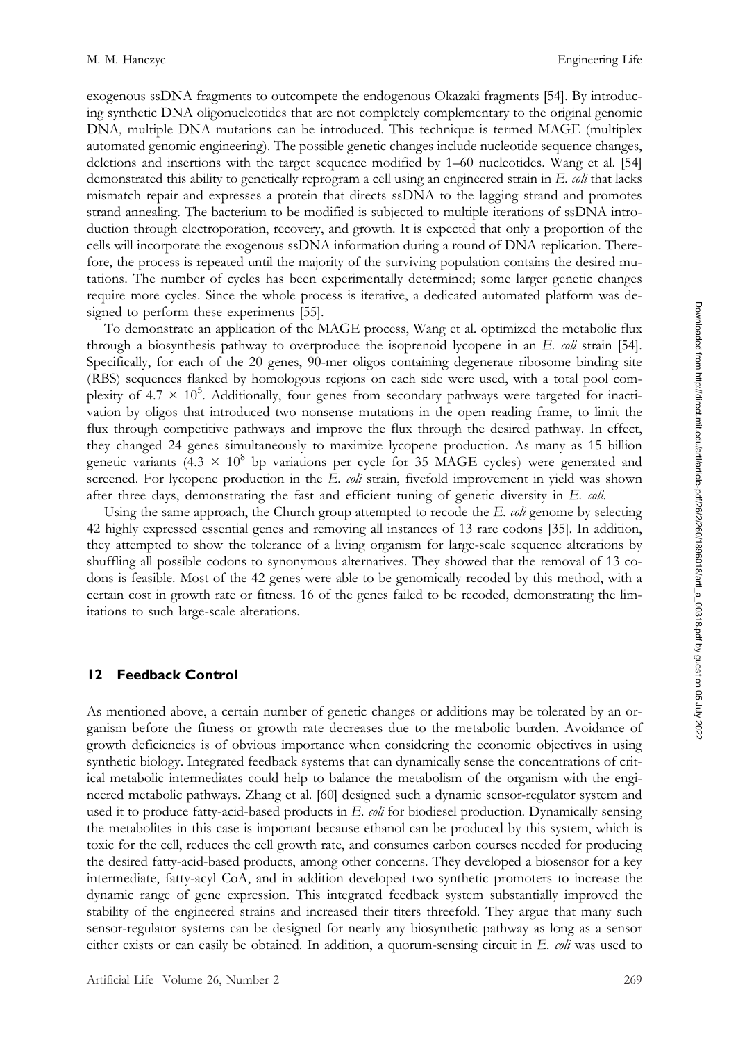exogenous ssDNA fragments to outcompete the endogenous Okazaki fragments [54]. By introducing synthetic DNA oligonucleotides that are not completely complementary to the original genomic DNA, multiple DNA mutations can be introduced. This technique is termed MAGE (multiplex automated genomic engineering). The possible genetic changes include nucleotide sequence changes, deletions and insertions with the target sequence modified by 1–60 nucleotides. Wang et al. [54] demonstrated this ability to genetically reprogram a cell using an engineered strain in *E. coli* that lacks mismatch repair and expresses a protein that directs ssDNA to the lagging strand and promotes strand annealing. The bacterium to be modified is subjected to multiple iterations of ssDNA introduction through electroporation, recovery, and growth. It is expected that only a proportion of the cells will incorporate the exogenous ssDNA information during a round of DNA replication. Therefore, the process is repeated until the majority of the surviving population contains the desired mutations. The number of cycles has been experimentally determined; some larger genetic changes require more cycles. Since the whole process is iterative, a dedicated automated platform was designed to perform these experiments [55].

To demonstrate an application of the MAGE process, Wang et al. optimized the metabolic flux through a biosynthesis pathway to overproduce the isoprenoid lycopene in an *E. coli* strain [54]. Specifically, for each of the 20 genes, 90-mer oligos containing degenerate ribosome binding site (RBS) sequences flanked by homologous regions on each side were used, with a total pool complexity of $4.7 \times 10^5$. Additionally, four genes from secondary pathways were targeted for inactivation by oligos that introduced two nonsense mutations in the open reading frame, to limit the flux through competitive pathways and improve the flux through the desired pathway. In effect, they changed 24 genes simultaneously to maximize lycopene production. As many as 15 billion genetic variants ($4.3 \times 10^8$ bp variations per cycle for 35 MAGE cycles) were generated and screened. For lycopene production in the *E. coli* strain, fivefold improvement in yield was shown after three days, demonstrating the fast and efficient tuning of genetic diversity in *E. coli*.

Using the same approach, the Church group attempted to recode the *E. coli* genome by selecting 42 highly expressed essential genes and removing all instances of 13 rare codons [35]. In addition, they attempted to show the tolerance of a living organism for large-scale sequence alterations by shuffling all possible codons to synonymous alternatives. They showed that the removal of 13 codons is feasible. Most of the 42 genes were able to be genomically recoded by this method, with a certain cost in growth rate or fitness. 16 of the genes failed to be recoded, demonstrating the limitations to such large-scale alterations.

## 12 Feedback Control

As mentioned above, a certain number of genetic changes or additions may be tolerated by an organism before the fitness or growth rate decreases due to the metabolic burden. Avoidance of growth deficiencies is of obvious importance when considering the economic objectives in using synthetic biology. Integrated feedback systems that can dynamically sense the concentrations of critical metabolic intermediates could help to balance the metabolism of the organism with the engineered metabolic pathways. Zhang et al. [60] designed such a dynamic sensor-regulator system and used it to produce fatty-acid-based products in *E. coli* for biodiesel production. Dynamically sensing the metabolites in this case is important because ethanol can be produced by this system, which is toxic for the cell, reduces the cell growth rate, and consumes carbon courses needed for producing the desired fatty-acid-based products, among other concerns. They developed a biosensor for a key intermediate, fatty-acyl CoA, and in addition developed two synthetic promoters to increase the dynamic range of gene expression. This integrated feedback system substantially improved the stability of the engineered strains and increased their titers threefold. They argue that many such sensor-regulator systems can be designed for nearly any biosynthetic pathway as long as a sensor either exists or can easily be obtained. In addition, a quorum-sensing circuit in *E. coli* was used to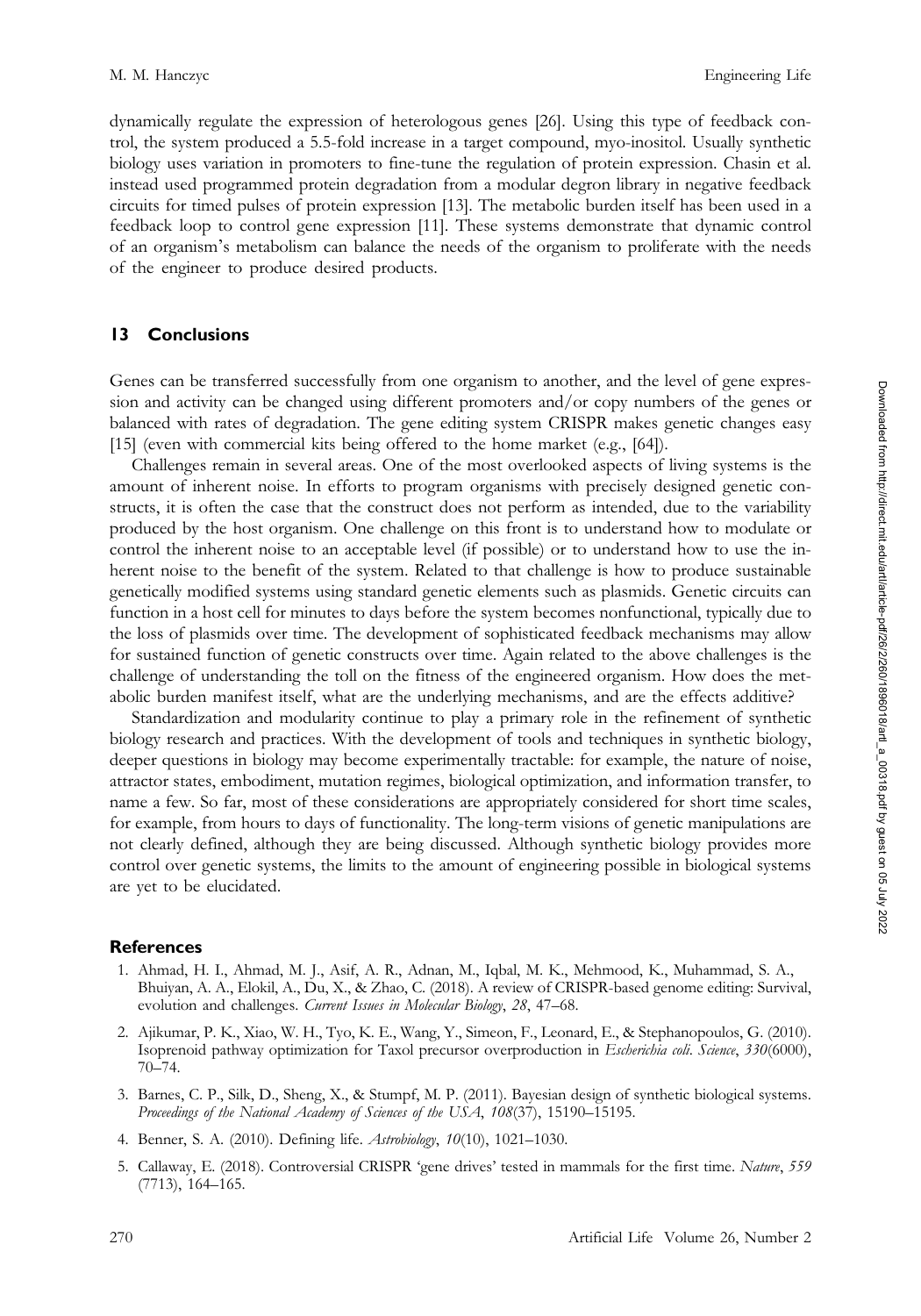dynamically regulate the expression of heterologous genes [26]. Using this type of feedback control, the system produced a 5.5-fold increase in a target compound, myo-inositol. Usually synthetic biology uses variation in promoters to fine-tune the regulation of protein expression. Chasin et al. instead used programmed protein degradation from a modular degron library in negative feedback circuits for timed pulses of protein expression [13]. The metabolic burden itself has been used in a feedback loop to control gene expression [11]. These systems demonstrate that dynamic control of an organism's metabolism can balance the needs of the organism to proliferate with the needs of the engineer to produce desired products.

## 13 Conclusions

Genes can be transferred successfully from one organism to another, and the level of gene expression and activity can be changed using different promoters and/or copy numbers of the genes or balanced with rates of degradation. The gene editing system CRISPR makes genetic changes easy [15] (even with commercial kits being offered to the home market (e.g., [64]).

Challenges remain in several areas. One of the most overlooked aspects of living systems is the amount of inherent noise. In efforts to program organisms with precisely designed genetic constructs, it is often the case that the construct does not perform as intended, due to the variability produced by the host organism. One challenge on this front is to understand how to modulate or control the inherent noise to an acceptable level (if possible) or to understand how to use the inherent noise to the benefit of the system. Related to that challenge is how to produce sustainable genetically modified systems using standard genetic elements such as plasmids. Genetic circuits can function in a host cell for minutes to days before the system becomes nonfunctional, typically due to the loss of plasmids over time. The development of sophisticated feedback mechanisms may allow for sustained function of genetic constructs over time. Again related to the above challenges is the challenge of understanding the toll on the fitness of the engineered organism. How does the metabolic burden manifest itself, what are the underlying mechanisms, and are the effects additive?

Standardization and modularity continue to play a primary role in the refinement of synthetic biology research and practices. With the development of tools and techniques in synthetic biology, deeper questions in biology may become experimentally tractable: for example, the nature of noise, attractor states, embodiment, mutation regimes, biological optimization, and information transfer, to name a few. So far, most of these considerations are appropriately considered for short time scales, for example, from hours to days of functionality. The long-term visions of genetic manipulations are not clearly defined, although they are being discussed. Although synthetic biology provides more control over genetic systems, the limits to the amount of engineering possible in biological systems are yet to be elucidated.

## References

1. Ahmad, H. I., Ahmad, M. J., Asif, A. R., Adnan, M., Iqbal, M. K., Mehmood, K., Muhammad, S. A., Bhuiyan, A. A., Elokil, A., Du, X., & Zhao, C. (2018). A review of CRISPR-based genome editing: Survival, evolution and challenges. *Current Issues in Molecular Biology*, *28*, 47–68.
2. Ajikumar, P. K., Xiao, W. H., Tyo, K. E., Wang, Y., Simeon, F., Leonard, E., & Stephanopoulos, G. (2010). Isoprenoid pathway optimization for Taxol precursor overproduction in *Escherichia coli*. *Science*, *330*(6000), 70–74.
3. Barnes, C. P., Silk, D., Sheng, X., & Stumpf, M. P. (2011). Bayesian design of synthetic biological systems. *Proceedings of the National Academy of Sciences of the USA*, *108*(37), 15190–15195.
4. Benner, S. A. (2010). Defining life. *Astrobiology*, *10*(10), 1021–1030.
5. Callaway, E. (2018). Controversial CRISPR 'gene drives' tested in mammals for the first time. *Nature*, *559* (7713), 164–165.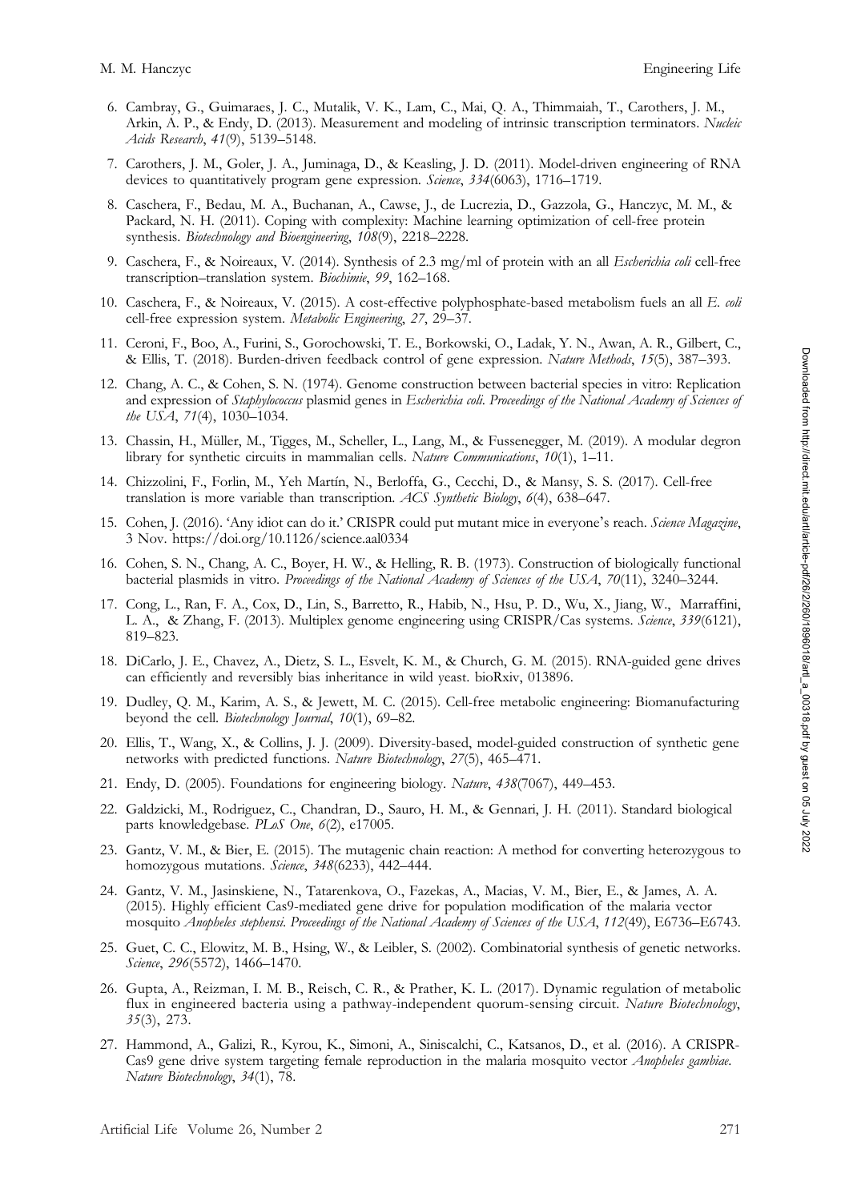6. Cambray, G., Guimaraes, J. C., Mutalik, V. K., Lam, C., Mai, Q. A., Thimmaiah, T., Carothers, J. M., Arkin, A. P., & Endy, D. (2013). Measurement and modeling of intrinsic transcription terminators. *Nucleic Acids Research*, *41*(9), 5139–5148.

7. Carothers, J. M., Goler, J. A., Juminaga, D., & Keasling, J. D. (2011). Model-driven engineering of RNA devices to quantitatively program gene expression. *Science*, *334*(6063), 1716–1719.

8. Caschera, F., Bedau, M. A., Buchanan, A., Cawse, J., de Lucrezia, D., Gazzola, G., Hanczyc, M. M., & Packard, N. H. (2011). Coping with complexity: Machine learning optimization of cell-free protein synthesis. *Biotechnology and Bioengineering*, *108*(9), 2218–2228.

9. Caschera, F., & Noireaux, V. (2014). Synthesis of 2.3 mg/ml of protein with an all *Escherichia coli* cell-free transcription–translation system. *Biochimie*, *99*, 162–168.

10. Caschera, F., & Noireaux, V. (2015). A cost-effective polyphosphate-based metabolism fuels an all *E. coli* cell-free expression system. *Metabolic Engineering*, *27*, 29–37.

11. Ceroni, F., Boo, A., Furini, S., Gorochowski, T. E., Borkowski, O., Ladak, Y. N., Awan, A. R., Gilbert, C., & Ellis, T. (2018). Burden-driven feedback control of gene expression. *Nature Methods*, *15*(5), 387–393.

12. Chang, A. C., & Cohen, S. N. (1974). Genome construction between bacterial species in vitro: Replication and expression of *Staphylococcus* plasmid genes in *Escherichia coli*. *Proceedings of the National Academy of Sciences of the USA*, *71*(4), 1030–1034.

13. Chassin, H., Müller, M., Tigges, M., Scheller, L., Lang, M., & Fussenegger, M. (2019). A modular degron library for synthetic circuits in mammalian cells. *Nature Communications*, *10*(1), 1–11.

14. Chizzolini, F., Forlin, M., Yeh Martín, N., Berloffa, G., Cecchi, D., & Mansy, S. S. (2017). Cell-free translation is more variable than transcription. *ACS Synthetic Biology*, *6*(4), 638–647.

15. Cohen, J. (2016). 'Any idiot can do it.' CRISPR could put mutant mice in everyone's reach. *Science Magazine*, 3 Nov. https://doi.org/10.1126/science.aal0334

16. Cohen, S. N., Chang, A. C., Boyer, H. W., & Helling, R. B. (1973). Construction of biologically functional bacterial plasmids in vitro. *Proceedings of the National Academy of Sciences of the USA*, *70*(11), 3240–3244.

17. Cong, L., Ran, F. A., Cox, D., Lin, S., Barretto, R., Habib, N., Hsu, P. D., Wu, X., Jiang, W., Marraffini, L. A., & Zhang, F. (2013). Multiplex genome engineering using CRISPR/Cas systems. *Science*, *339*(6121), 819–823.

18. DiCarlo, J. E., Chavez, A., Dietz, S. L., Esvelt, K. M., & Church, G. M. (2015). RNA-guided gene drives can efficiently and reversibly bias inheritance in wild yeast. bioRxiv, 013896.

19. Dudley, Q. M., Karim, A. S., & Jewett, M. C. (2015). Cell-free metabolic engineering: Biomanufacturing beyond the cell. *Biotechnology Journal*, *10*(1), 69–82.

20. Ellis, T., Wang, X., & Collins, J. J. (2009). Diversity-based, model-guided construction of synthetic gene networks with predicted functions. *Nature Biotechnology*, *27*(5), 465–471.

21. Endy, D. (2005). Foundations for engineering biology. *Nature*, *438*(7067), 449–453.

22. Galdzicki, M., Rodriguez, C., Chandran, D., Sauro, H. M., & Gennari, J. H. (2011). Standard biological parts knowledgebase. *PLoS One*, *6*(2), e17005.

23. Gantz, V. M., & Bier, E. (2015). The mutagenic chain reaction: A method for converting heterozygous to homozygous mutations. *Science*, *348*(6233), 442–444.

24. Gantz, V. M., Jasinskiene, N., Tatarenkova, O., Fazekas, A., Macias, V. M., Bier, E., & James, A. A. (2015). Highly efficient Cas9-mediated gene drive for population modification of the malaria vector mosquito *Anopheles stephensi*. *Proceedings of the National Academy of Sciences of the USA*, *112*(49), E6736–E6743.

25. Guet, C. C., Elowitz, M. B., Hsing, W., & Leibler, S. (2002). Combinatorial synthesis of genetic networks. *Science*, *296*(5572), 1466–1470.

26. Gupta, A., Reizman, I. M. B., Reisch, C. R., & Prather, K. L. (2017). Dynamic regulation of metabolic flux in engineered bacteria using a pathway-independent quorum-sensing circuit. *Nature Biotechnology*, *35*(3), 273.

27. Hammond, A., Galizi, R., Kyrou, K., Simoni, A., Siniscalchi, C., Katsanos, D., et al. (2016). A CRISPR-Cas9 gene drive system targeting female reproduction in the malaria mosquito vector *Anopheles gambiae*. *Nature Biotechnology*, *34*(1), 78.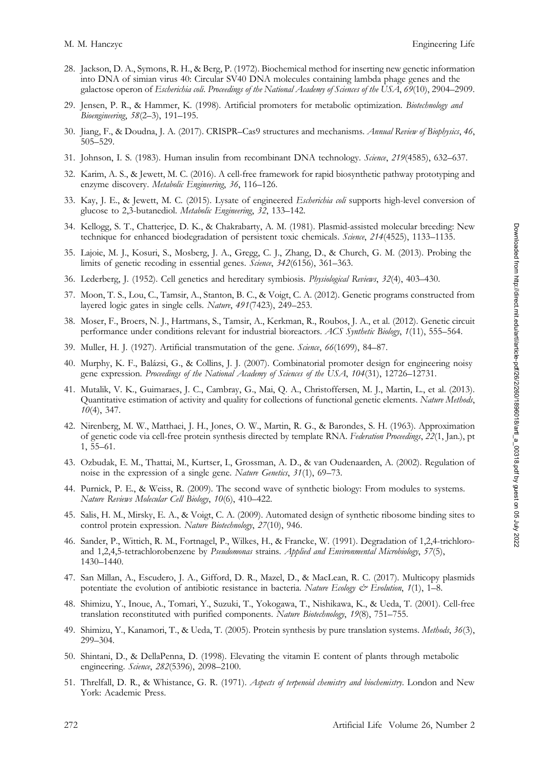28. Jackson, D. A., Symons, R. H., & Berg, P. (1972). Biochemical method for inserting new genetic information into DNA of simian virus 40: Circular SV40 DNA molecules containing lambda phage genes and the galactose operon of *Escherichia coli*. *Proceedings of the National Academy of Sciences of the USA*, *69*(10), 2904–2909.
29. Jensen, P. R., & Hammer, K. (1998). Artificial promoters for metabolic optimization. *Biotechnology and Bioengineering*, *58*(2–3), 191–195.
30. Jiang, F., & Doudna, J. A. (2017). CRISPR–Cas9 structures and mechanisms. *Annual Review of Biophysics*, *46*, 505–529.
31. Johnson, I. S. (1983). Human insulin from recombinant DNA technology. *Science*, *219*(4585), 632–637.
32. Karim, A. S., & Jewett, M. C. (2016). A cell-free framework for rapid biosynthetic pathway prototyping and enzyme discovery. *Metabolic Engineering*, *36*, 116–126.
33. Kay, J. E., & Jewett, M. C. (2015). Lysate of engineered *Escherichia coli* supports high-level conversion of glucose to 2,3-butanediol. *Metabolic Engineering*, *32*, 133–142.
34. Kellogg, S. T., Chatterjee, D. K., & Chakrabarty, A. M. (1981). Plasmid-assisted molecular breeding: New technique for enhanced biodegradation of persistent toxic chemicals. *Science*, *214*(4525), 1133–1135.
35. Lajoie, M. J., Kosuri, S., Mosberg, J. A., Gregg, C. J., Zhang, D., & Church, G. M. (2013). Probing the limits of genetic recoding in essential genes. *Science*, *342*(6156), 361–363.
36. Lederberg, J. (1952). Cell genetics and hereditary symbiosis. *Physiological Reviews*, *32*(4), 403–430.
37. Moon, T. S., Lou, C., Tamsir, A., Stanton, B. C., & Voigt, C. A. (2012). Genetic programs constructed from layered logic gates in single cells. *Nature*, *491*(7423), 249–253.
38. Moser, F., Broers, N. J., Hartmans, S., Tamsir, A., Kerkman, R., Roubos, J. A., et al. (2012). Genetic circuit performance under conditions relevant for industrial bioreactors. *ACS Synthetic Biology*, *1*(11), 555–564.
39. Muller, H. J. (1927). Artificial transmutation of the gene. *Science*, *66*(1699), 84–87.
40. Murphy, K. F., Balázsi, G., & Collins, J. J. (2007). Combinatorial promoter design for engineering noisy gene expression. *Proceedings of the National Academy of Sciences of the USA*, *104*(31), 12726–12731.
41. Mutalik, V. K., Guimaraes, J. C., Cambray, G., Mai, Q. A., Christoffersen, M. J., Martin, L., et al. (2013). Quantitative estimation of activity and quality for collections of functional genetic elements. *Nature Methods*, *10*(4), 347.
42. Nirenberg, M. W., Matthaei, J. H., Jones, O. W., Martin, R. G., & Barondes, S. H. (1963). Approximation of genetic code via cell-free protein synthesis directed by template RNA. *Federation Proceedings*, *22*(1, Jan.), pt 1, 55–61.
43. Ozbudak, E. M., Thattai, M., Kurtser, I., Grossman, A. D., & van Oudenaarden, A. (2002). Regulation of noise in the expression of a single gene. *Nature Genetics*, *31*(1), 69–73.
44. Purnick, P. E., & Weiss, R. (2009). The second wave of synthetic biology: From modules to systems. *Nature Reviews Molecular Cell Biology*, *10*(6), 410–422.
45. Salis, H. M., Mirsky, E. A., & Voigt, C. A. (2009). Automated design of synthetic ribosome binding sites to control protein expression. *Nature Biotechnology*, *27*(10), 946.
46. Sander, P., Wittich, R. M., Fortnagel, P., Wilkes, H., & Francke, W. (1991). Degradation of 1,2,4-trichloro- and 1,2,4,5-tetrachlorobenzene by *Pseudomonas* strains. *Applied and Environmental Microbiology*, *57*(5), 1430–1440.
47. San Millan, A., Escudero, J. A., Gifford, D. R., Mazel, D., & MacLean, R. C. (2017). Multicopy plasmids potentiate the evolution of antibiotic resistance in bacteria. *Nature Ecology & Evolution*, *1*(1), 1–8.
48. Shimizu, Y., Inoue, A., Tomari, Y., Suzuki, T., Yokogawa, T., Nishikawa, K., & Ueda, T. (2001). Cell-free translation reconstituted with purified components. *Nature Biotechnology*, *19*(8), 751–755.
49. Shimizu, Y., Kanamori, T., & Ueda, T. (2005). Protein synthesis by pure translation systems. *Methods*, *36*(3), 299–304.
50. Shintani, D., & DellaPenna, D. (1998). Elevating the vitamin E content of plants through metabolic engineering. *Science*, *282*(5396), 2098–2100.
51. Threlfall, D. R., & Whistance, G. R. (1971). *Aspects of terpenoid chemistry and biochemistry*. London and New York: Academic Press.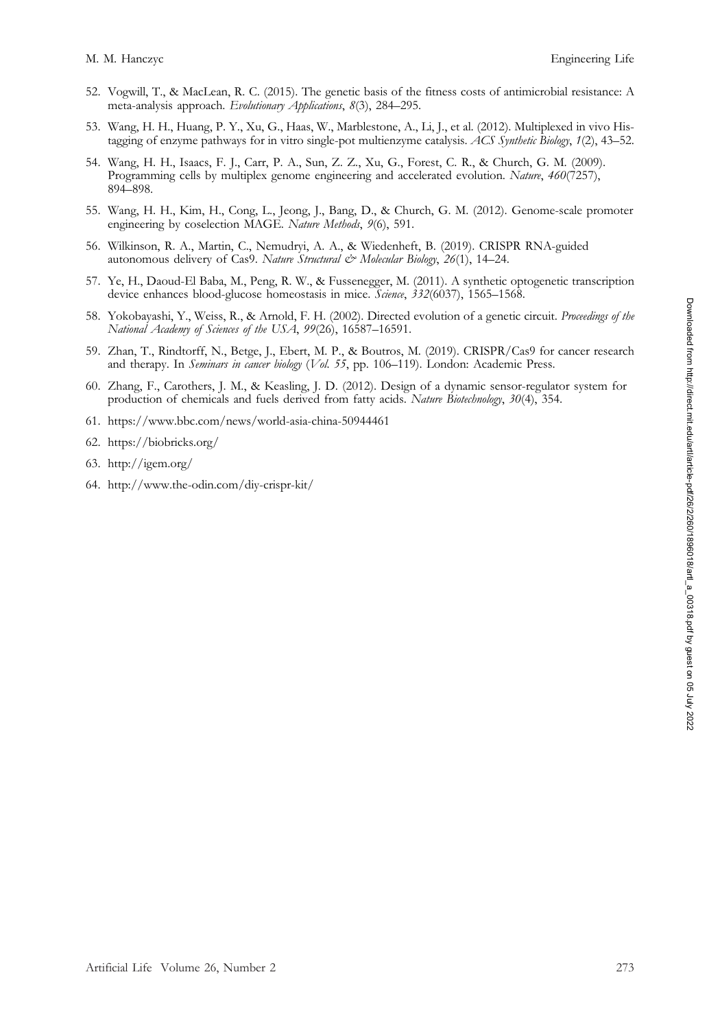52. Vogwill, T., & MacLean, R. C. (2015). The genetic basis of the fitness costs of antimicrobial resistance: A meta-analysis approach. *Evolutionary Applications*, *8*(3), 284–295.

53. Wang, H. H., Huang, P. Y., Xu, G., Haas, W., Marblestone, A., Li, J., et al. (2012). Multiplexed in vivo His-tagging of enzyme pathways for in vitro single-pot multienzyme catalysis. *ACS Synthetic Biology*, *1*(2), 43–52.

54. Wang, H. H., Isaacs, F. J., Carr, P. A., Sun, Z. Z., Xu, G., Forest, C. R., & Church, G. M. (2009). Programming cells by multiplex genome engineering and accelerated evolution. *Nature*, *460*(7257), 894–898.

55. Wang, H. H., Kim, H., Cong, L., Jeong, J., Bang, D., & Church, G. M. (2012). Genome-scale promoter engineering by coselection MAGE. *Nature Methods*, *9*(6), 591.

56. Wilkinson, R. A., Martin, C., Nemudryi, A. A., & Wiedenheft, B. (2019). CRISPR RNA-guided autonomous delivery of Cas9. *Nature Structural & Molecular Biology*, *26*(1), 14–24.

57. Ye, H., Daoud-El Baba, M., Peng, R. W., & Fussenegger, M. (2011). A synthetic optogenetic transcription device enhances blood-glucose homeostasis in mice. *Science*, *332*(6037), 1565–1568.

58. Yokobayashi, Y., Weiss, R., & Arnold, F. H. (2002). Directed evolution of a genetic circuit. *Proceedings of the National Academy of Sciences of the USA*, *99*(26), 16587–16591.

59. Zhan, T., Rindtorff, N., Betge, J., Ebert, M. P., & Boutros, M. (2019). CRISPR/Cas9 for cancer research and therapy. In *Seminars in cancer biology* (*Vol. 55*, pp. 106–119). London: Academic Press.

60. Zhang, F., Carothers, J. M., & Keasling, J. D. (2012). Design of a dynamic sensor-regulator system for production of chemicals and fuels derived from fatty acids. *Nature Biotechnology*, *30*(4), 354.

61. https://www.bbc.com/news/world-asia-china-50944461

62. https://biobricks.org/

63. http://igem.org/

64. http://www.the-odin.com/diy-crispr-kit/